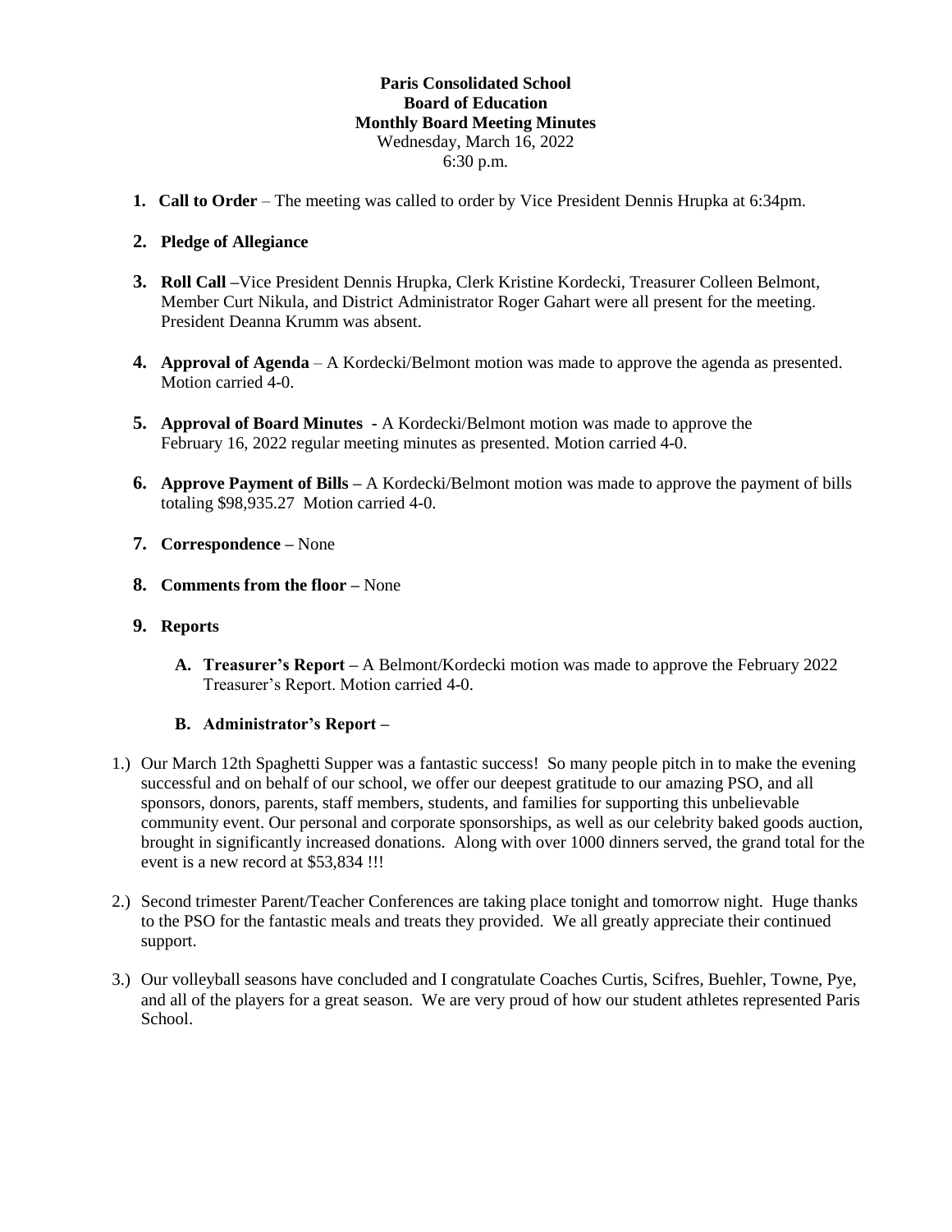**Paris Consolidated School**
**Board of Education**
**Monthly Board Meeting Minutes**
Wednesday, March 16, 2022
6:30 p.m.

1. **Call to Order** – The meeting was called to order by Vice President Dennis Hrupka at 6:34pm.

2. **Pledge of Allegiance**

3. **Roll Call** –Vice President Dennis Hrupka, Clerk Kristine Kordecki, Treasurer Colleen Belmont, Member Curt Nikula, and District Administrator Roger Gahart were all present for the meeting. President Deanna Krumm was absent.

4. **Approval of Agenda** – A Kordecki/Belmont motion was made to approve the agenda as presented. Motion carried 4-0.

5. **Approval of Board Minutes** - A Kordecki/Belmont motion was made to approve the February 16, 2022 regular meeting minutes as presented. Motion carried 4-0.

6. **Approve Payment of Bills** – A Kordecki/Belmont motion was made to approve the payment of bills totaling $98,935.27 Motion carried 4-0.

7. **Correspondence** – None

8. **Comments from the floor** – None

9. **Reports**

   A. **Treasurer's Report** – A Belmont/Kordecki motion was made to approve the February 2022 Treasurer's Report. Motion carried 4-0.

   B. **Administrator's Report** –

1.) Our March 12th Spaghetti Supper was a fantastic success! So many people pitch in to make the evening successful and on behalf of our school, we offer our deepest gratitude to our amazing PSO, and all sponsors, donors, parents, staff members, students, and families for supporting this unbelievable community event. Our personal and corporate sponsorships, as well as our celebrity baked goods auction, brought in significantly increased donations. Along with over 1000 dinners served, the grand total for the event is a new record at $53,834 !!!

2.) Second trimester Parent/Teacher Conferences are taking place tonight and tomorrow night. Huge thanks to the PSO for the fantastic meals and treats they provided. We all greatly appreciate their continued support.

3.) Our volleyball seasons have concluded and I congratulate Coaches Curtis, Scifres, Buehler, Towne, Pye, and all of the players for a great season. We are very proud of how our student athletes represented Paris School.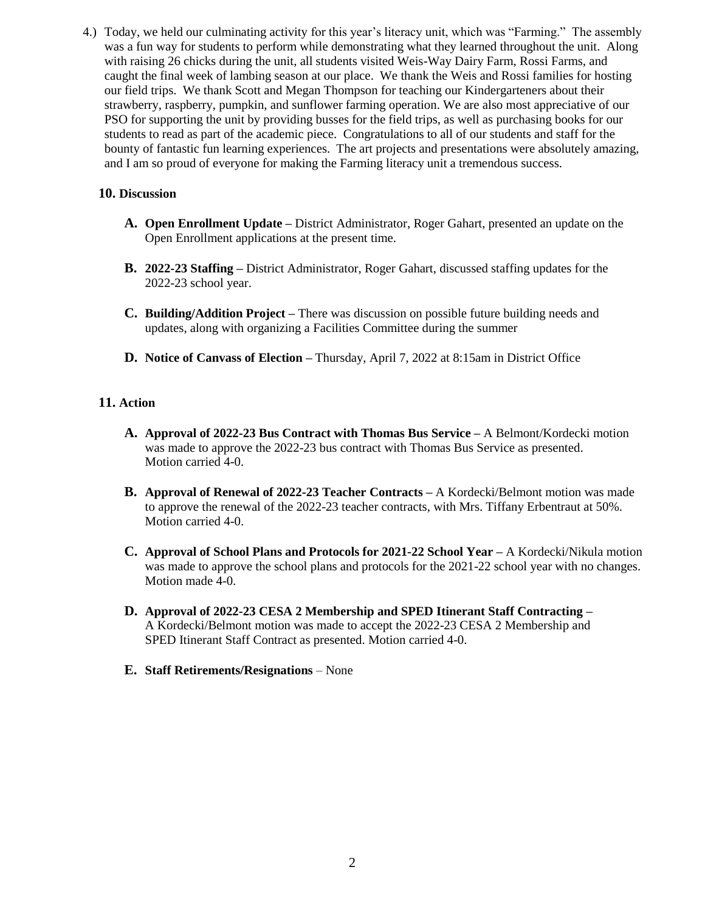4.) Today, we held our culminating activity for this year's literacy unit, which was "Farming." The assembly was a fun way for students to perform while demonstrating what they learned throughout the unit. Along with raising 26 chicks during the unit, all students visited Weis-Way Dairy Farm, Rossi Farms, and caught the final week of lambing season at our place. We thank the Weis and Rossi families for hosting our field trips. We thank Scott and Megan Thompson for teaching our Kindergarteners about their strawberry, raspberry, pumpkin, and sunflower farming operation. We are also most appreciative of our PSO for supporting the unit by providing busses for the field trips, as well as purchasing books for our students to read as part of the academic piece. Congratulations to all of our students and staff for the bounty of fantastic fun learning experiences. The art projects and presentations were absolutely amazing, and I am so proud of everyone for making the Farming literacy unit a tremendous success.

## 10. Discussion

**A. Open Enrollment Update –** District Administrator, Roger Gahart, presented an update on the Open Enrollment applications at the present time.

**B. 2022-23 Staffing –** District Administrator, Roger Gahart, discussed staffing updates for the 2022-23 school year.

**C. Building/Addition Project –** There was discussion on possible future building needs and updates, along with organizing a Facilities Committee during the summer

**D. Notice of Canvass of Election –** Thursday, April 7, 2022 at 8:15am in District Office

## 11. Action

**A. Approval of 2022-23 Bus Contract with Thomas Bus Service –** A Belmont/Kordecki motion was made to approve the 2022-23 bus contract with Thomas Bus Service as presented. Motion carried 4-0.

**B. Approval of Renewal of 2022-23 Teacher Contracts –** A Kordecki/Belmont motion was made to approve the renewal of the 2022-23 teacher contracts, with Mrs. Tiffany Erbentraut at 50%. Motion carried 4-0.

**C. Approval of School Plans and Protocols for 2021-22 School Year –** A Kordecki/Nikula motion was made to approve the school plans and protocols for the 2021-22 school year with no changes. Motion made 4-0.

**D. Approval of 2022-23 CESA 2 Membership and SPED Itinerant Staff Contracting –** A Kordecki/Belmont motion was made to accept the 2022-23 CESA 2 Membership and SPED Itinerant Staff Contract as presented. Motion carried 4-0.

**E. Staff Retirements/Resignations** – None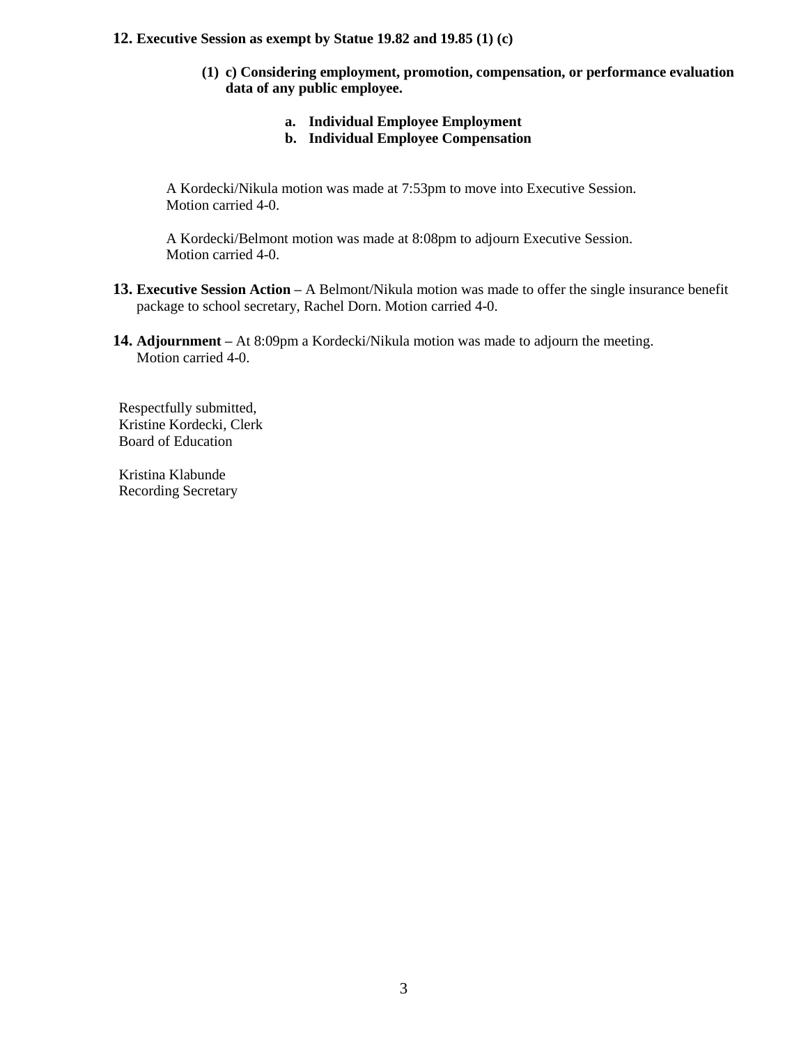**12. Executive Session as exempt by Statue 19.82 and 19.85 (1) (c)**

> **(1) c) Considering employment, promotion, compensation, or performance evaluation data of any public employee.**
>
> > **a. Individual Employee Employment**
> > **b. Individual Employee Compensation**

A Kordecki/Nikula motion was made at 7:53pm to move into Executive Session.
Motion carried 4-0.

A Kordecki/Belmont motion was made at 8:08pm to adjourn Executive Session.
Motion carried 4-0.

**13. Executive Session Action** – A Belmont/Nikula motion was made to offer the single insurance benefit package to school secretary, Rachel Dorn. Motion carried 4-0.

**14. Adjournment** – At 8:09pm a Kordecki/Nikula motion was made to adjourn the meeting.
Motion carried 4-0.

Respectfully submitted,
Kristine Kordecki, Clerk
Board of Education

Kristina Klabunde
Recording Secretary